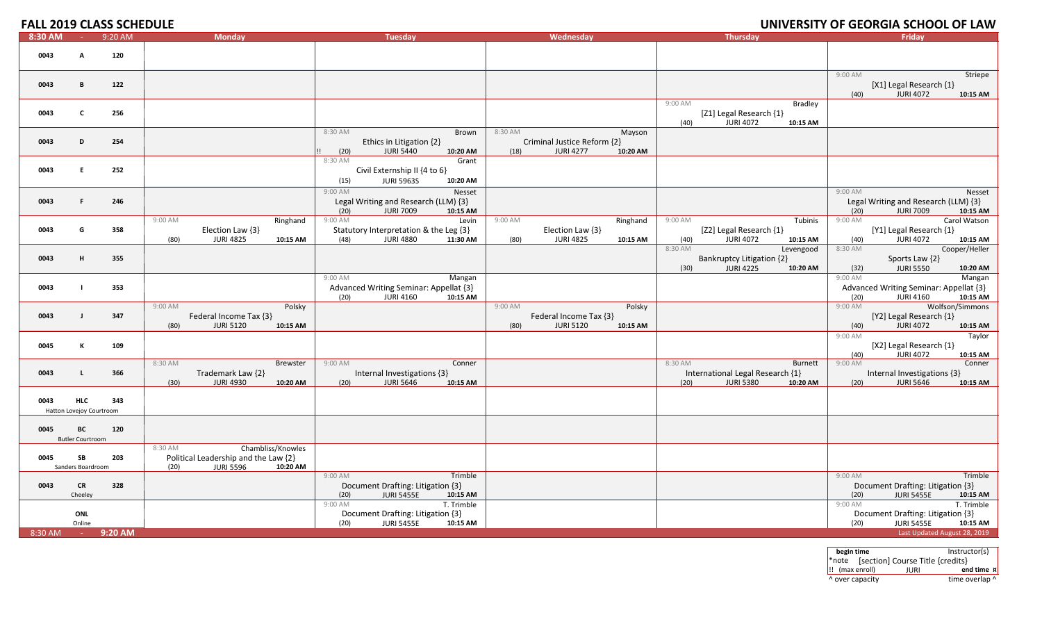# FALL 2019 CLASS SCHEDULE

# UNIVERSITY OF GEORGIA SCHOOL OF LAW

| 8:30 AM - 9:20 AM | | | Monday | Tuesday | Wednesday | Thursday | Friday |
|---|---|---|---|---|---|---|---|
| 0043 | A | 120 | | | | | |
| 0043 | B | 122 | | | | | 9:00 AM Striepe [X1] Legal Research {1} (40) JURI 4072 10:15 AM |
| 0043 | C | 256 | | | | 9:00 AM Bradley [Z1] Legal Research {1} (40) JURI 4072 10:15 AM | |
| 0043 | D | 254 | | 8:30 AM Brown Ethics in Litigation {2} !! (20) JURI 5440 10:20 AM | 8:30 AM Mayson Criminal Justice Reform {2} (18) JURI 4277 10:20 AM | | |
| 0043 | E | 252 | | 8:30 AM Grant Civil Externship II {4 to 6} (15) JURI 5963S 10:20 AM | | | |
| 0043 | F | 246 | | 9:00 AM Nesset Legal Writing and Research (LLM) {3} (20) JURI 7009 10:15 AM | | | 9:00 AM Nesset Legal Writing and Research (LLM) {3} (20) JURI 7009 10:15 AM |
| 0043 | G | 358 | 9:00 AM Ringhand Election Law {3} (80) JURI 4825 10:15 AM | 9:00 AM Levin Statutory Interpretation & the Leg {3} (48) JURI 4880 11:30 AM | 9:00 AM Ringhand Election Law {3} (80) JURI 4825 10:15 AM | 9:00 AM Tubinis [Z2] Legal Research {1} (40) JURI 4072 10:15 AM | 9:00 AM Carol Watson [Y1] Legal Research {1} (40) JURI 4072 10:15 AM |
| 0043 | H | 355 | | | | 8:30 AM Levengood Bankruptcy Litigation {2} (30) JURI 4225 10:20 AM | 8:30 AM Cooper/Heller Sports Law {2} (32) JURI 5550 10:20 AM |
| 0043 | I | 353 | | 9:00 AM Mangan Advanced Writing Seminar: Appellat {3} (20) JURI 4160 10:15 AM | | | 9:00 AM Mangan Advanced Writing Seminar: Appellat {3} (20) JURI 4160 10:15 AM |
| 0043 | J | 347 | 9:00 AM Polsky Federal Income Tax {3} (80) JURI 5120 10:15 AM | | 9:00 AM Polsky Federal Income Tax {3} (80) JURI 5120 10:15 AM | | 9:00 AM Wolfson/Simmons [Y2] Legal Research {1} (40) JURI 4072 10:15 AM |
| 0045 | K | 109 | | | | | 9:00 AM Taylor [X2] Legal Research {1} (40) JURI 4072 10:15 AM |
| 0043 | L | 366 | 8:30 AM Brewster Trademark Law {2} (30) JURI 4930 10:20 AM | 9:00 AM Conner Internal Investigations {3} (20) JURI 5646 10:15 AM | | 8:30 AM Burnett International Legal Research {1} (20) JURI 5380 10:20 AM | 9:00 AM Conner Internal Investigations {3} (20) JURI 5646 10:15 AM |
| 0043 | HLC Hatton Lovejoy Courtroom | 343 | | | | | |
| 0045 | BC Butler Courtroom | 120 | | | | | |
| 0045 | SB Sanders Boardroom | 203 | 8:30 AM Chambliss/Knowles Political Leadership and the Law {2} (20) JURI 5596 10:20 AM | | | | |
| 0043 | CR Cheeley | 328 | | 9:00 AM Trimble Document Drafting: Litigation {3} (20) JURI 5455E 10:15 AM | | | 9:00 AM Trimble Document Drafting: Litigation {3} (20) JURI 5455E 10:15 AM |
| | ONL Online | | | 9:00 AM T. Trimble Document Drafting: Litigation {3} (20) JURI 5455E 10:15 AM | | | 9:00 AM T. Trimble Document Drafting: Litigation {3} (20) JURI 5455E 10:15 AM |
| 8:30 AM - 9:20 AM | | | | | | | Last Updated August 28, 2019 |

| begin time | | Instructor(s) |
|---|---|---|
| *note | [section] Course Title {credits} | |
| !! (max enroll) | JURI | end time ¤ |
| ^ over capacity | | time overlap ^ |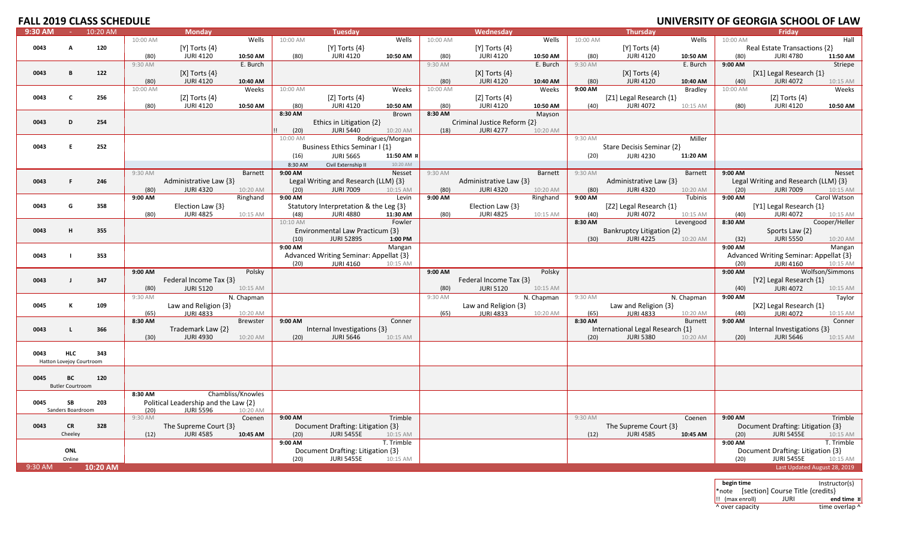# FALL 2019 CLASS SCHEDULE

# UNIVERSITY OF GEORGIA SCHOOL OF LAW

| 9:30 AM - 10:20 AM | Monday | Tuesday | Wednesday | Thursday | Friday |
|---|---|---|---|---|---|
| 0043 A 120 | 10:00 AM Wells [Y] Torts {4} (80) JURI 4120 10:50 AM | 10:00 AM Wells [Y] Torts {4} (80) JURI 4120 10:50 AM | 10:00 AM Wells [Y] Torts {4} (80) JURI 4120 10:50 AM | 10:00 AM Wells [Y] Torts {4} (80) JURI 4120 10:50 AM | 10:00 AM Hall Real Estate Transactions {2} (80) JURI 4780 11:50 AM |
| 0043 B 122 | 9:30 AM E. Burch [X] Torts {4} (80) JURI 4120 10:40 AM | | 9:30 AM E. Burch [X] Torts {4} (80) JURI 4120 10:40 AM | 9:30 AM E. Burch [X] Torts {4} (80) JURI 4120 10:40 AM | 9:00 AM Striepe [X1] Legal Research {1} (40) JURI 4072 10:15 AM |
| 0043 C 256 | 10:00 AM Weeks [Z] Torts {4} (80) JURI 4120 10:50 AM | 10:00 AM Weeks [Z] Torts {4} (80) JURI 4120 10:50 AM | 10:00 AM Weeks [Z] Torts {4} (80) JURI 4120 10:50 AM | 9:00 AM Bradley [Z1] Legal Research {1} (40) JURI 4072 10:15 AM | 10:00 AM Weeks [Z] Torts {4} (80) JURI 4120 10:50 AM |
| 0043 D 254 | | 8:30 AM Brown Ethics in Litigation {2} !! (20) JURI 5440 10:20 AM | 8:30 AM Mayson Criminal Justice Reform {2} (18) JURI 4277 10:20 AM | | |
| 0043 E 252 | | 10:00 AM Rodrigues/Morgan Business Ethics Seminar I {1} (16) JURI 5665 11:50 AM ¤; 8:30 AM Civil Externship II 10:20 AM | | 9:30 AM Miller Stare Decisis Seminar {2} (20) JURI 4230 11:20 AM | |
| 0043 F 246 | 9:30 AM Barnett Administrative Law {3} (80) JURI 4320 10:20 AM | 9:00 AM Nesset Legal Writing and Research (LLM) {3} (20) JURI 7009 10:15 AM | 9:30 AM Barnett Administrative Law {3} (80) JURI 4320 10:20 AM | 9:30 AM Barnett Administrative Law {3} (80) JURI 4320 10:20 AM | 9:00 AM Nesset Legal Writing and Research (LLM) {3} (20) JURI 7009 10:15 AM |
| 0043 G 358 | 9:00 AM Ringhand Election Law {3} (80) JURI 4825 10:15 AM | 9:00 AM Levin Statutory Interpretation & the Leg {3} (48) JURI 4880 11:30 AM | 9:00 AM Ringhand Election Law {3} (80) JURI 4825 10:15 AM | 9:00 AM Tubinis [Z2] Legal Research {1} (40) JURI 4072 10:15 AM | 9:00 AM Carol Watson [Y1] Legal Research {1} (40) JURI 4072 10:15 AM |
| 0043 H 355 | | 10:10 AM Fowler Environmental Law Practicum {3} (10) JURI 5289S 1:00 PM | | 8:30 AM Levengood Bankruptcy Litigation {2} (30) JURI 4225 10:20 AM | 8:30 AM Cooper/Heller Sports Law {2} (32) JURI 5550 10:20 AM |
| 0043 I 353 | | 9:00 AM Mangan Advanced Writing Seminar: Appellat {3} (20) JURI 4160 10:15 AM | | | 9:00 AM Mangan Advanced Writing Seminar: Appellat {3} (20) JURI 4160 10:15 AM |
| 0043 J 347 | 9:00 AM Polsky Federal Income Tax {3} (80) JURI 5120 10:15 AM | | 9:00 AM Polsky Federal Income Tax {3} (80) JURI 5120 10:15 AM | | 9:00 AM Wolfson/Simmons [Y2] Legal Research {1} (40) JURI 4072 10:15 AM |
| 0045 K 109 | 9:30 AM N. Chapman Law and Religion {3} (65) JURI 4833 10:20 AM | | 9:30 AM N. Chapman Law and Religion {3} (65) JURI 4833 10:20 AM | 9:30 AM N. Chapman Law and Religion {3} (65) JURI 4833 10:20 AM | 9:00 AM Taylor [X2] Legal Research {1} (40) JURI 4072 10:15 AM |
| 0043 L 366 | 8:30 AM Brewster Trademark Law {2} (30) JURI 4930 10:20 AM | 9:00 AM Conner Internal Investigations {3} (20) JURI 5646 10:15 AM | | 8:30 AM Burnett International Legal Research {1} (20) JURI 5380 10:20 AM | 9:00 AM Conner Internal Investigations {3} (20) JURI 5646 10:15 AM |
| 0043 HLC 343 Hatton Lovejoy Courtroom | | | | | |
| 0045 BC 120 Butler Courtroom | | | | | |
| 0045 SB 203 Sanders Boardroom | 8:30 AM Chambliss/Knowles Political Leadership and the Law {2} (20) JURI 5596 10:20 AM | | | | |
| 0043 CR 328 Cheeley | 9:30 AM Coenen The Supreme Court {3} (12) JURI 4585 10:45 AM | 9:00 AM Trimble Document Drafting: Litigation {3} (20) JURI 5455E 10:15 AM | | 9:30 AM Coenen The Supreme Court {3} (12) JURI 4585 10:45 AM | 9:00 AM Trimble Document Drafting: Litigation {3} (20) JURI 5455E 10:15 AM |
| ONL Online | | 9:00 AM T. Trimble Document Drafting: Litigation {3} (20) JURI 5455E 10:15 AM | | | 9:00 AM T. Trimble Document Drafting: Litigation {3} (20) JURI 5455E 10:15 AM |
| 9:30 AM - 10:20 AM | | | | | Last Updated August 28, 2019 |

| begin time | Instructor(s) |
|---|---|
| *note [section] Course Title {credits} | |
| !! (max enroll) JURI | end time ¤ |
| ^ over capacity | time overlap ^ |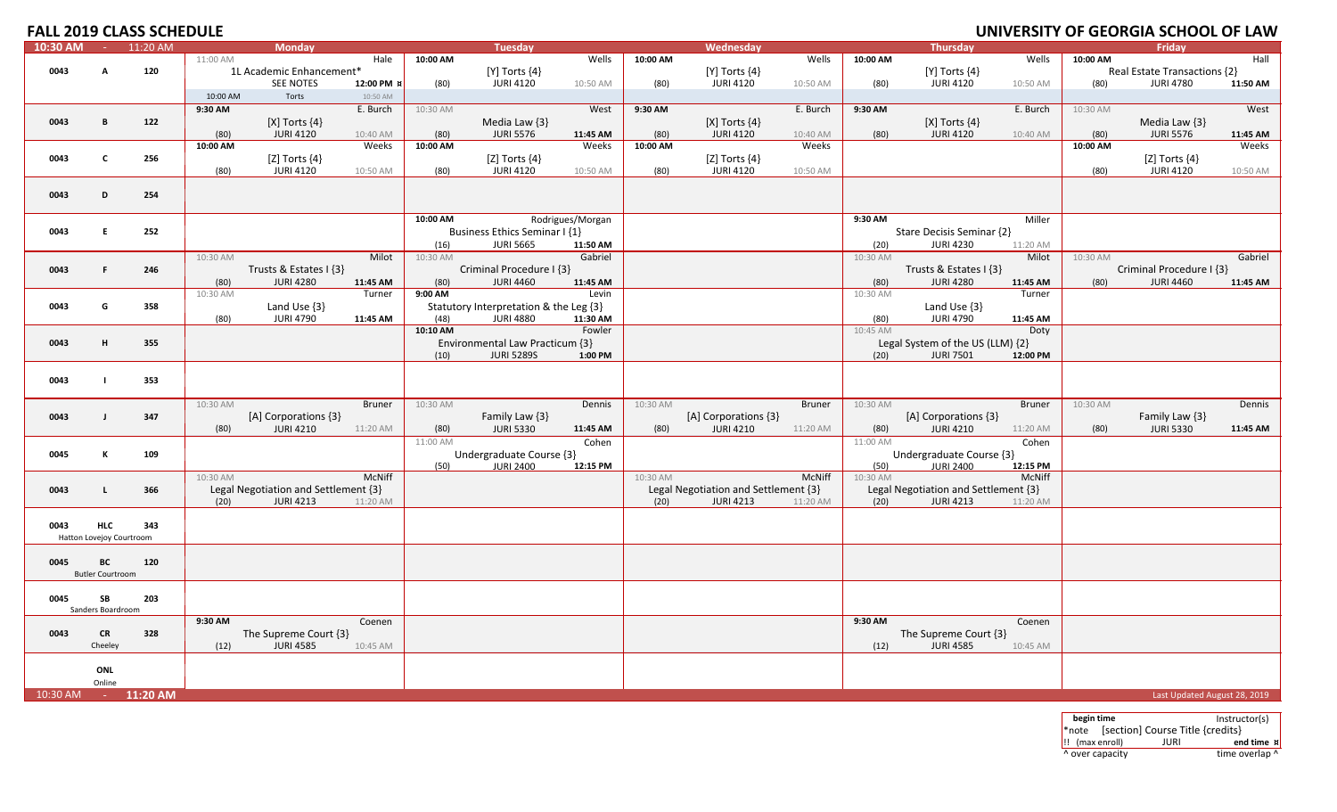# FALL 2019 CLASS SCHEDULE

# UNIVERSITY OF GEORGIA SCHOOL OF LAW

| 10:30 AM - 11:20 AM | | | Monday | Tuesday | Wednesday | Thursday | Friday |
|---|---|---|---|---|---|---|---|
| 0043 | A | 120 | 11:00 AM Hale<br>1L Academic Enhancement*<br>SEE NOTES 12:00 PM ¤<br>10:00 AM Torts 10:50 AM | 10:00 AM Wells<br>[Y] Torts {4}<br>(80) JURI 4120 10:50 AM | 10:00 AM Wells<br>[Y] Torts {4}<br>(80) JURI 4120 10:50 AM | 10:00 AM Wells<br>[Y] Torts {4}<br>(80) JURI 4120 10:50 AM | 10:00 AM Hall<br>Real Estate Transactions {2}<br>(80) JURI 4780 11:50 AM |
| 0043 | B | 122 | 9:30 AM E. Burch<br>[X] Torts {4}<br>(80) JURI 4120 10:40 AM | 10:30 AM West<br>Media Law {3}<br>(80) JURI 5576 11:45 AM | 9:30 AM E. Burch<br>[X] Torts {4}<br>(80) JURI 4120 10:40 AM | 9:30 AM E. Burch<br>[X] Torts {4}<br>(80) JURI 4120 10:40 AM | 10:30 AM West<br>Media Law {3}<br>(80) JURI 5576 11:45 AM |
| 0043 | C | 256 | 10:00 AM Weeks<br>[Z] Torts {4}<br>(80) JURI 4120 10:50 AM | 10:00 AM Weeks<br>[Z] Torts {4}<br>(80) JURI 4120 10:50 AM | 10:00 AM Weeks<br>[Z] Torts {4}<br>(80) JURI 4120 10:50 AM | | 10:00 AM Weeks<br>[Z] Torts {4}<br>(80) JURI 4120 10:50 AM |
| 0043 | D | 254 | | | | | |
| 0043 | E | 252 | | 10:00 AM Rodrigues/Morgan<br>Business Ethics Seminar I {1}<br>(16) JURI 5665 11:50 AM | | 9:30 AM Miller<br>Stare Decisis Seminar {2}<br>(20) JURI 4230 11:20 AM | |
| 0043 | F | 246 | 10:30 AM Milot<br>Trusts & Estates I {3}<br>(80) JURI 4280 11:45 AM | 10:30 AM Gabriel<br>Criminal Procedure I {3}<br>(80) JURI 4460 11:45 AM | | 10:30 AM Milot<br>Trusts & Estates I {3}<br>(80) JURI 4280 11:45 AM | 10:30 AM Gabriel<br>Criminal Procedure I {3}<br>(80) JURI 4460 11:45 AM |
| 0043 | G | 358 | 10:30 AM Turner<br>Land Use {3}<br>(80) JURI 4790 11:45 AM | 9:00 AM Levin<br>Statutory Interpretation & the Leg {3}<br>(48) JURI 4880 11:30 AM | | 10:30 AM Turner<br>Land Use {3}<br>(80) JURI 4790 11:45 AM | |
| 0043 | H | 355 | | 10:10 AM Fowler<br>Environmental Law Practicum {3}<br>(10) JURI 5289S 1:00 PM | | 10:45 AM Doty<br>Legal System of the US (LLM) {2}<br>(20) JURI 7501 12:00 PM | |
| 0043 | I | 353 | | | | | |
| 0043 | J | 347 | 10:30 AM Bruner<br>[A] Corporations {3}<br>(80) JURI 4210 11:20 AM | 10:30 AM Dennis<br>Family Law {3}<br>(80) JURI 5330 11:45 AM | 10:30 AM Bruner<br>[A] Corporations {3}<br>(80) JURI 4210 11:20 AM | 10:30 AM Bruner<br>[A] Corporations {3}<br>(80) JURI 4210 11:20 AM | 10:30 AM Dennis<br>Family Law {3}<br>(80) JURI 5330 11:45 AM |
| 0045 | K | 109 | | 11:00 AM Cohen<br>Undergraduate Course {3}<br>(50) JURI 2400 12:15 PM | | 11:00 AM Cohen<br>Undergraduate Course {3}<br>(50) JURI 2400 12:15 PM | |
| 0043 | L | 366 | 10:30 AM McNiff<br>Legal Negotiation and Settlement {3}<br>(20) JURI 4213 11:20 AM | | 10:30 AM McNiff<br>Legal Negotiation and Settlement {3}<br>(20) JURI 4213 11:20 AM | 10:30 AM McNiff<br>Legal Negotiation and Settlement {3}<br>(20) JURI 4213 11:20 AM | |
| 0043 | HLC<br>Hatton Lovejoy Courtroom | 343 | | | | | |
| 0045 | BC<br>Butler Courtroom | 120 | | | | | |
| 0045 | SB<br>Sanders Boardroom | 203 | | | | | |
| 0043 | CR<br>Cheeley | 328 | 9:30 AM Coenen<br>The Supreme Court {3}<br>(12) JURI 4585 10:45 AM | | | 9:30 AM Coenen<br>The Supreme Court {3}<br>(12) JURI 4585 10:45 AM | |
| | ONL<br>Online | | | | | | |
| 10:30 AM - 11:20 AM | | | | | | | Last Updated August 28, 2019 |

| begin time | | Instructor(s) |
|---|---|---|
| *note | [section] Course Title {credits} | |
| !! (max enroll) | JURI | end time ¤ |
| ^ over capacity | | time overlap ^ |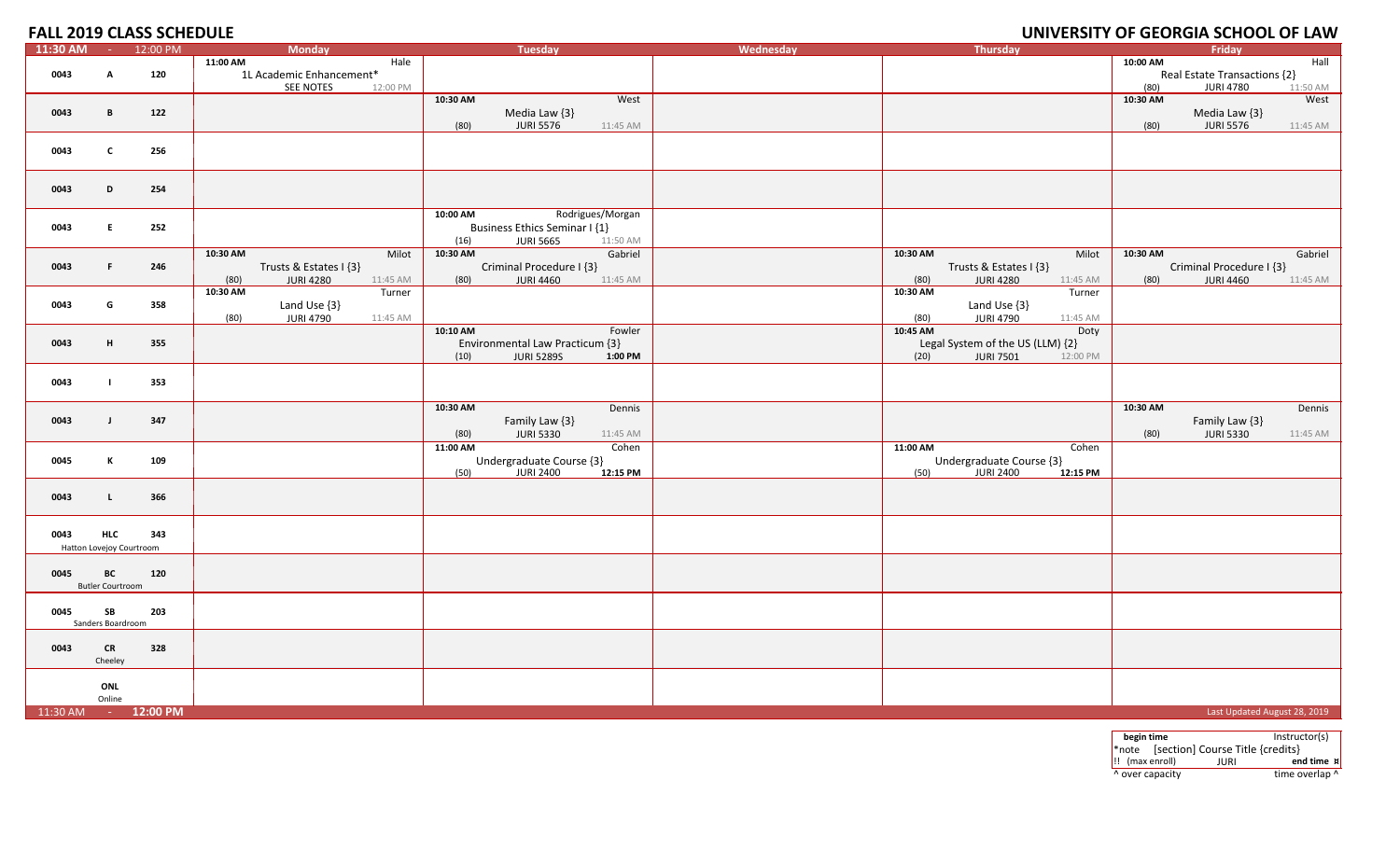# FALL 2019 CLASS SCHEDULE

# UNIVERSITY OF GEORGIA SCHOOL OF LAW

| 11:30 AM - 12:00 PM | | | Monday | Tuesday | Wednesday | Thursday | Friday |
|---|---|---|---|---|---|---|---|
| 0043 | A | 120 | 11:00 AM Hale<br>1L Academic Enhancement*<br>SEE NOTES 12:00 PM | | | | 10:00 AM Hall<br>Real Estate Transactions {2}<br>(80) JURI 4780 11:50 AM |
| 0043 | B | 122 | | 10:30 AM West<br>Media Law {3}<br>(80) JURI 5576 11:45 AM | | | 10:30 AM West<br>Media Law {3}<br>(80) JURI 5576 11:45 AM |
| 0043 | C | 256 | | | | | |
| 0043 | D | 254 | | | | | |
| 0043 | E | 252 | | 10:00 AM Rodrigues/Morgan<br>Business Ethics Seminar I {1}<br>(16) JURI 5665 11:50 AM | | | |
| 0043 | F | 246 | 10:30 AM Milot<br>Trusts & Estates I {3}<br>(80) JURI 4280 11:45 AM | 10:30 AM Gabriel<br>Criminal Procedure I {3}<br>(80) JURI 4460 11:45 AM | | 10:30 AM Milot<br>Trusts & Estates I {3}<br>(80) JURI 4280 11:45 AM | 10:30 AM Gabriel<br>Criminal Procedure I {3}<br>(80) JURI 4460 11:45 AM |
| 0043 | G | 358 | 10:30 AM Turner<br>Land Use {3}<br>(80) JURI 4790 11:45 AM | | | 10:30 AM Turner<br>Land Use {3}<br>(80) JURI 4790 11:45 AM | |
| 0043 | H | 355 | | 10:10 AM Fowler<br>Environmental Law Practicum {3}<br>(10) JURI 5289S **1:00 PM** | | 10:45 AM Doty<br>Legal System of the US (LLM) {2}<br>(20) JURI 7501 12:00 PM | |
| 0043 | I | 353 | | | | | |
| 0043 | J | 347 | | 10:30 AM Dennis<br>Family Law {3}<br>(80) JURI 5330 11:45 AM | | | 10:30 AM Dennis<br>Family Law {3}<br>(80) JURI 5330 11:45 AM |
| 0045 | K | 109 | | 11:00 AM Cohen<br>Undergraduate Course {3}<br>(50) JURI 2400 **12:15 PM** | | 11:00 AM Cohen<br>Undergraduate Course {3}<br>(50) JURI 2400 **12:15 PM** | |
| 0043 | L | 366 | | | | | |
| 0043 | HLC<br>Hatton Lovejoy Courtroom | 343 | | | | | |
| 0045 | BC<br>Butler Courtroom | 120 | | | | | |
| 0045 | SB<br>Sanders Boardroom | 203 | | | | | |
| 0043 | CR<br>Cheeley | 328 | | | | | |
| | ONL<br>Online | | | | | | |
| 11:30 AM - **12:00 PM** | | | | | | | Last Updated August 28, 2019 |

| begin time | | Instructor(s) |
|---|---|---|
| *note | [section] Course Title {credits} | |
| !! (max enroll) | JURI | **end time** ¤ |
| ^ over capacity | | time overlap ^ |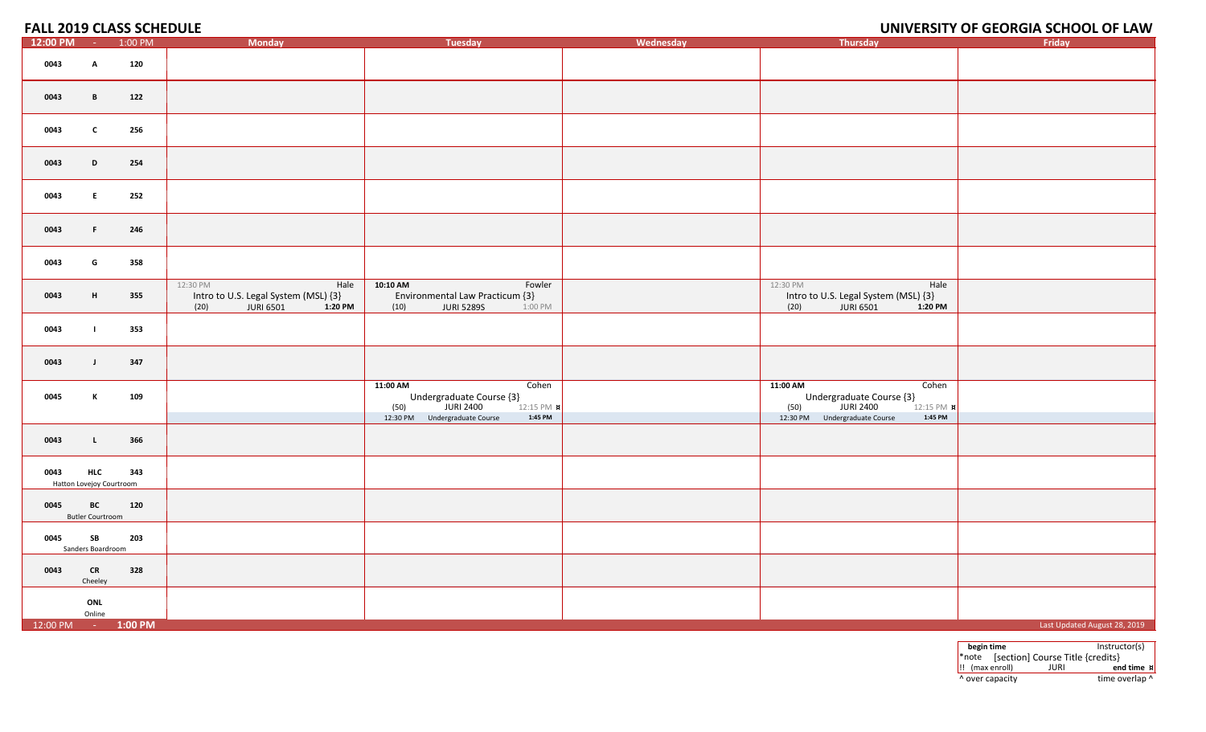# FALL 2019 CLASS SCHEDULE

# UNIVERSITY OF GEORGIA SCHOOL OF LAW

| 12:00 PM - 1:00 PM | Monday | Tuesday | Wednesday | Thursday | Friday |
|---|---|---|---|---|---|
| 0043 A 120 | | | | | |
| 0043 B 122 | | | | | |
| 0043 C 256 | | | | | |
| 0043 D 254 | | | | | |
| 0043 E 252 | | | | | |
| 0043 F 246 | | | | | |
| 0043 G 358 | | | | | |
| 0043 H 355 | 12:30 PM Hale Intro to U.S. Legal System (MSL) {3} (20) JURI 6501 **1:20 PM** | **10:10 AM** Fowler Environmental Law Practicum {3} (10) JURI 5289S 1:00 PM | | 12:30 PM Hale Intro to U.S. Legal System (MSL) {3} (20) JURI 6501 **1:20 PM** | |
| 0043 I 353 | | | | | |
| 0043 J 347 | | | | | |
| 0045 K 109 | | **11:00 AM** Cohen Undergraduate Course {3} (50) JURI 2400 12:15 PM ¤ / 12:30 PM Undergraduate Course **1:45 PM** | | **11:00 AM** Cohen Undergraduate Course {3} (50) JURI 2400 12:15 PM ¤ / 12:30 PM Undergraduate Course **1:45 PM** | |
| 0043 L 366 | | | | | |
| 0043 HLC 343 Hatton Lovejoy Courtroom | | | | | |
| 0045 BC 120 Butler Courtroom | | | | | |
| 0045 SB 203 Sanders Boardroom | | | | | |
| 0043 CR 328 Cheeley | | | | | |
| ONL Online | | | | | |
| 12:00 PM - **1:00 PM** | | | | | Last Updated August 28, 2019 |

| **begin time** | | Instructor(s) |
|---|---|---|
| *note | [section] Course Title {credits} | |
| !! (max enroll) | JURI | **end time ¤** |
| ^ over capacity | | time overlap ^ |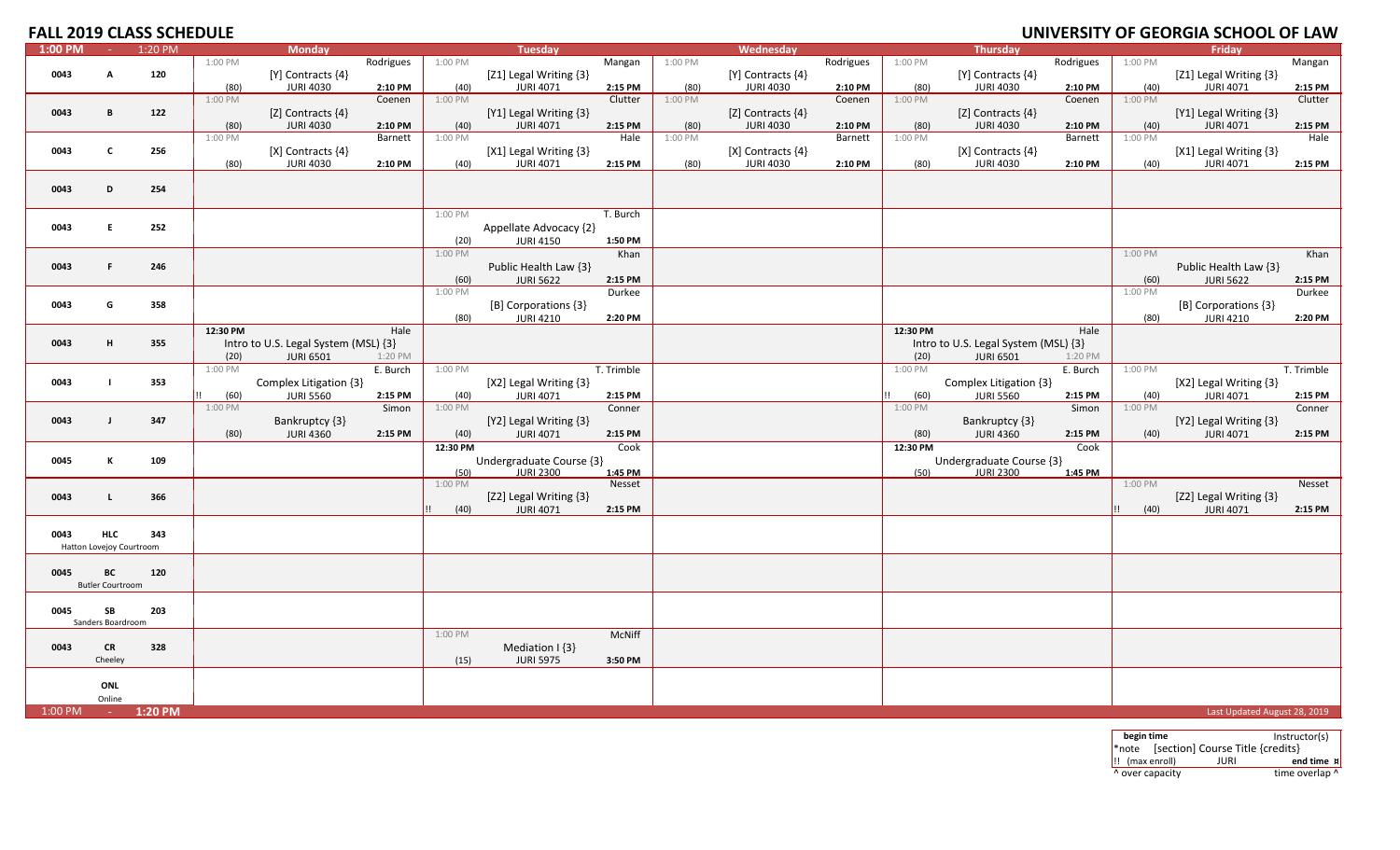# FALL 2019 CLASS SCHEDULE

# UNIVERSITY OF GEORGIA SCHOOL OF LAW

| 1:00 PM - 1:20 PM | | | Monday | Tuesday | Wednesday | Thursday | Friday |
|---|---|---|---|---|---|---|---|
| 0043 | A | 120 | 1:00 PM Rodrigues<br>[Y] Contracts {4}<br>(80) JURI 4030 2:10 PM | 1:00 PM Mangan<br>[Z1] Legal Writing {3}<br>(40) JURI 4071 2:15 PM | 1:00 PM Rodrigues<br>[Y] Contracts {4}<br>(80) JURI 4030 2:10 PM | 1:00 PM Rodrigues<br>[Y] Contracts {4}<br>(80) JURI 4030 2:10 PM | 1:00 PM Mangan<br>[Z1] Legal Writing {3}<br>(40) JURI 4071 2:15 PM |
| 0043 | B | 122 | 1:00 PM Coenen<br>[Z] Contracts {4}<br>(80) JURI 4030 2:10 PM | 1:00 PM Clutter<br>[Y1] Legal Writing {3}<br>(40) JURI 4071 2:15 PM | 1:00 PM Coenen<br>[Z] Contracts {4}<br>(80) JURI 4030 2:10 PM | 1:00 PM Coenen<br>[Z] Contracts {4}<br>(80) JURI 4030 2:10 PM | 1:00 PM Clutter<br>[Y1] Legal Writing {3}<br>(40) JURI 4071 2:15 PM |
| 0043 | C | 256 | 1:00 PM Barnett<br>[X] Contracts {4}<br>(80) JURI 4030 2:10 PM | 1:00 PM Hale<br>[X1] Legal Writing {3}<br>(40) JURI 4071 2:15 PM | 1:00 PM Barnett<br>[X] Contracts {4}<br>(80) JURI 4030 2:10 PM | 1:00 PM Barnett<br>[X] Contracts {4}<br>(80) JURI 4030 2:10 PM | 1:00 PM Hale<br>[X1] Legal Writing {3}<br>(40) JURI 4071 2:15 PM |
| 0043 | D | 254 | | | | | |
| 0043 | E | 252 | | 1:00 PM T. Burch<br>Appellate Advocacy {2}<br>(20) JURI 4150 1:50 PM | | | |
| 0043 | F | 246 | | 1:00 PM Khan<br>Public Health Law {3}<br>(60) JURI 5622 2:15 PM | | | 1:00 PM Khan<br>Public Health Law {3}<br>(60) JURI 5622 2:15 PM |
| 0043 | G | 358 | | 1:00 PM Durkee<br>[B] Corporations {3}<br>(80) JURI 4210 2:20 PM | | | 1:00 PM Durkee<br>[B] Corporations {3}<br>(80) JURI 4210 2:20 PM |
| 0043 | H | 355 | 12:30 PM Hale<br>Intro to U.S. Legal System (MSL) {3}<br>(20) JURI 6501 1:20 PM | | | 12:30 PM Hale<br>Intro to U.S. Legal System (MSL) {3}<br>(20) JURI 6501 1:20 PM | |
| 0043 | I | 353 | 1:00 PM E. Burch<br>Complex Litigation {3}<br>!! (60) JURI 5560 2:15 PM | 1:00 PM T. Trimble<br>[X2] Legal Writing {3}<br>(40) JURI 4071 2:15 PM | | 1:00 PM E. Burch<br>Complex Litigation {3}<br>!! (60) JURI 5560 2:15 PM | 1:00 PM T. Trimble<br>[X2] Legal Writing {3}<br>(40) JURI 4071 2:15 PM |
| 0043 | J | 347 | 1:00 PM Simon<br>Bankruptcy {3}<br>(80) JURI 4360 2:15 PM | 1:00 PM Conner<br>[Y2] Legal Writing {3}<br>(40) JURI 4071 2:15 PM | | 1:00 PM Simon<br>Bankruptcy {3}<br>(80) JURI 4360 2:15 PM | 1:00 PM Conner<br>[Y2] Legal Writing {3}<br>(40) JURI 4071 2:15 PM |
| 0045 | K | 109 | | 12:30 PM Cook<br>Undergraduate Course {3}<br>(50) JURI 2300 1:45 PM | | 12:30 PM Cook<br>Undergraduate Course {3}<br>(50) JURI 2300 1:45 PM | |
| 0043 | L | 366 | | 1:00 PM Nesset<br>[Z2] Legal Writing {3}<br>!! (40) JURI 4071 2:15 PM | | | 1:00 PM Nesset<br>[Z2] Legal Writing {3}<br>!! (40) JURI 4071 2:15 PM |
| 0043 | HLC<br>Hatton Lovejoy Courtroom | 343 | | | | | |
| 0045 | BC<br>Butler Courtroom | 120 | | | | | |
| 0045 | SB<br>Sanders Boardroom | 203 | | | | | |
| 0043 | CR<br>Cheeley | 328 | | 1:00 PM McNiff<br>Mediation I {3}<br>(15) JURI 5975 3:50 PM | | | |
| | ONL<br>Online | | | | | | |
| 1:00 PM - 1:20 PM | | | | | | | Last Updated August 28, 2019 |

| begin time | | Instructor(s) |
|---|---|---|
| *note | [section] Course Title {credits} | |
| !! (max enroll) | JURI | end time ¤ |
| ^ over capacity | | time overlap ^ |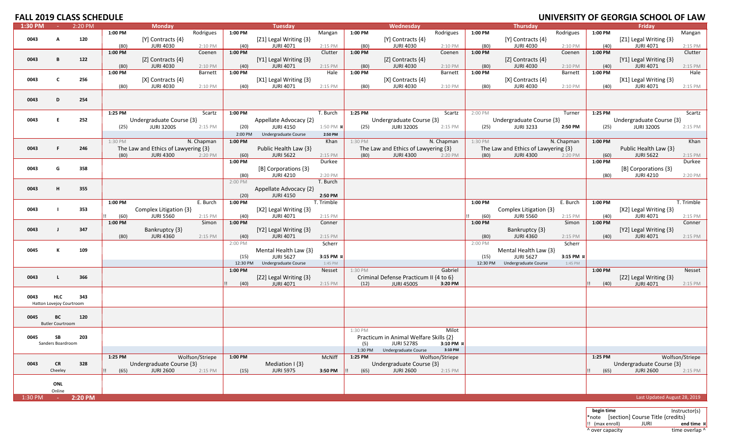# FALL 2019 CLASS SCHEDULE

# UNIVERSITY OF GEORGIA SCHOOL OF LAW

| 1:30 PM - 2:20 PM | Monday | Tuesday | Wednesday | Thursday | Friday |
|---|---|---|---|---|---|
| 0043 A 120 | 1:00 PM Rodrigues [Y] Contracts {4} (80) JURI 4030 2:10 PM | 1:00 PM Mangan [Z1] Legal Writing {3} (40) JURI 4071 2:15 PM | 1:00 PM Rodrigues [Y] Contracts {4} (80) JURI 4030 2:10 PM | 1:00 PM Rodrigues [Y] Contracts {4} (80) JURI 4030 2:10 PM | 1:00 PM Mangan [Z1] Legal Writing {3} (40) JURI 4071 2:15 PM |
| 0043 B 122 | 1:00 PM Coenen [Z] Contracts {4} (80) JURI 4030 2:10 PM | 1:00 PM Clutter [Y1] Legal Writing {3} (40) JURI 4071 2:15 PM | 1:00 PM Coenen [Z] Contracts {4} (80) JURI 4030 2:10 PM | 1:00 PM Coenen [Z] Contracts {4} (80) JURI 4030 2:10 PM | 1:00 PM Clutter [Y1] Legal Writing {3} (40) JURI 4071 2:15 PM |
| 0043 C 256 | 1:00 PM Barnett [X] Contracts {4} (80) JURI 4030 2:10 PM | 1:00 PM Hale [X1] Legal Writing {3} (40) JURI 4071 2:15 PM | 1:00 PM Barnett [X] Contracts {4} (80) JURI 4030 2:10 PM | 1:00 PM Barnett [X] Contracts {4} (80) JURI 4030 2:10 PM | 1:00 PM Hale [X1] Legal Writing {3} (40) JURI 4071 2:15 PM |
| 0043 D 254 | | | | | |
| 0043 E 252 | 1:25 PM Scartz Undergraduate Course {3} (25) JURI 3200S 2:15 PM | 1:00 PM T. Burch Appellate Advocacy {2} (20) JURI 4150 1:50 PM ¤; 2:00 PM Undergraduate Course 2:50 PM | 1:25 PM Scartz Undergraduate Course {3} (25) JURI 3200S 2:15 PM | 2:00 PM Turner Undergraduate Course {3} (25) JURI 3233 2:50 PM | 1:25 PM Scartz Undergraduate Course {3} (25) JURI 3200S 2:15 PM |
| 0043 F 246 | 1:30 PM N. Chapman The Law and Ethics of Lawyering {3} (80) JURI 4300 2:20 PM | 1:00 PM Khan Public Health Law {3} (60) JURI 5622 2:15 PM | 1:30 PM N. Chapman The Law and Ethics of Lawyering {3} (80) JURI 4300 2:20 PM | 1:30 PM N. Chapman The Law and Ethics of Lawyering {3} (80) JURI 4300 2:20 PM | 1:00 PM Khan Public Health Law {3} (60) JURI 5622 2:15 PM |
| 0043 G 358 | | 1:00 PM Durkee [B] Corporations {3} (80) JURI 4210 2:20 PM | | | 1:00 PM Durkee [B] Corporations {3} (80) JURI 4210 2:20 PM |
| 0043 H 355 | | 2:00 PM T. Burch Appellate Advocacy {2} (20) JURI 4150 2:50 PM | | | |
| 0043 I 353 | 1:00 PM E. Burch Complex Litigation {3} !! (60) JURI 5560 2:15 PM | 1:00 PM T. Trimble [X2] Legal Writing {3} (40) JURI 4071 2:15 PM | | 1:00 PM E. Burch Complex Litigation {3} !! (60) JURI 5560 2:15 PM | 1:00 PM T. Trimble [X2] Legal Writing {3} (40) JURI 4071 2:15 PM |
| 0043 J 347 | 1:00 PM Simon Bankruptcy {3} (80) JURI 4360 2:15 PM | 1:00 PM Conner [Y2] Legal Writing {3} (40) JURI 4071 2:15 PM | | 1:00 PM Simon Bankruptcy {3} (80) JURI 4360 2:15 PM | 1:00 PM Conner [Y2] Legal Writing {3} (40) JURI 4071 2:15 PM |
| 0045 K 109 | | 2:00 PM Scherr Mental Health Law {3} (15) JURI 5627 3:15 PM ¤; 12:30 PM Undergraduate Course 1:45 PM | | 2:00 PM Scherr Mental Health Law {3} (15) JURI 5627 3:15 PM ¤; 12:30 PM Undergraduate Course 1:45 PM | |
| 0043 L 366 | | 1:00 PM Nesset [Z2] Legal Writing {3} !! (40) JURI 4071 2:15 PM | 1:30 PM Gabriel Criminal Defense Practicum II {4 to 6} (12) JURI 4500S 3:20 PM | | 1:00 PM Nesset [Z2] Legal Writing {3} !! (40) JURI 4071 2:15 PM |
| 0043 HLC 343 Hatton Lovejoy Courtroom | | | | | |
| 0045 BC 120 Butler Courtroom | | | | | |
| 0045 SB 203 Sanders Boardroom | | | 1:30 PM Milot Practicum in Animal Welfare Skills {2} (5) JURI 5278S 3:10 PM ¤; 1:30 PM Undergraduate Course 3:10 PM | | |
| 0043 CR 328 Cheeley | 1:25 PM Wolfson/Striepe Undergraduate Course {3} !! (65) JURI 2600 2:15 PM | 1:00 PM McNiff Mediation I {3} (15) JURI 5975 3:50 PM | !! 1:25 PM Wolfson/Striepe Undergraduate Course {3} !! (65) JURI 2600 2:15 PM | | 1:25 PM Wolfson/Striepe Undergraduate Course {3} !! (65) JURI 2600 2:15 PM |
| ONL Online | | | | | |
| 1:30 PM - 2:20 PM | | | | | Last Updated August 28, 2019 |

| begin time | Instructor(s) |
|---|---|
| *note | [section] Course Title {credits} |
| !! (max enroll) JURI | end time ¤ |
| ^ over capacity | time overlap ^ |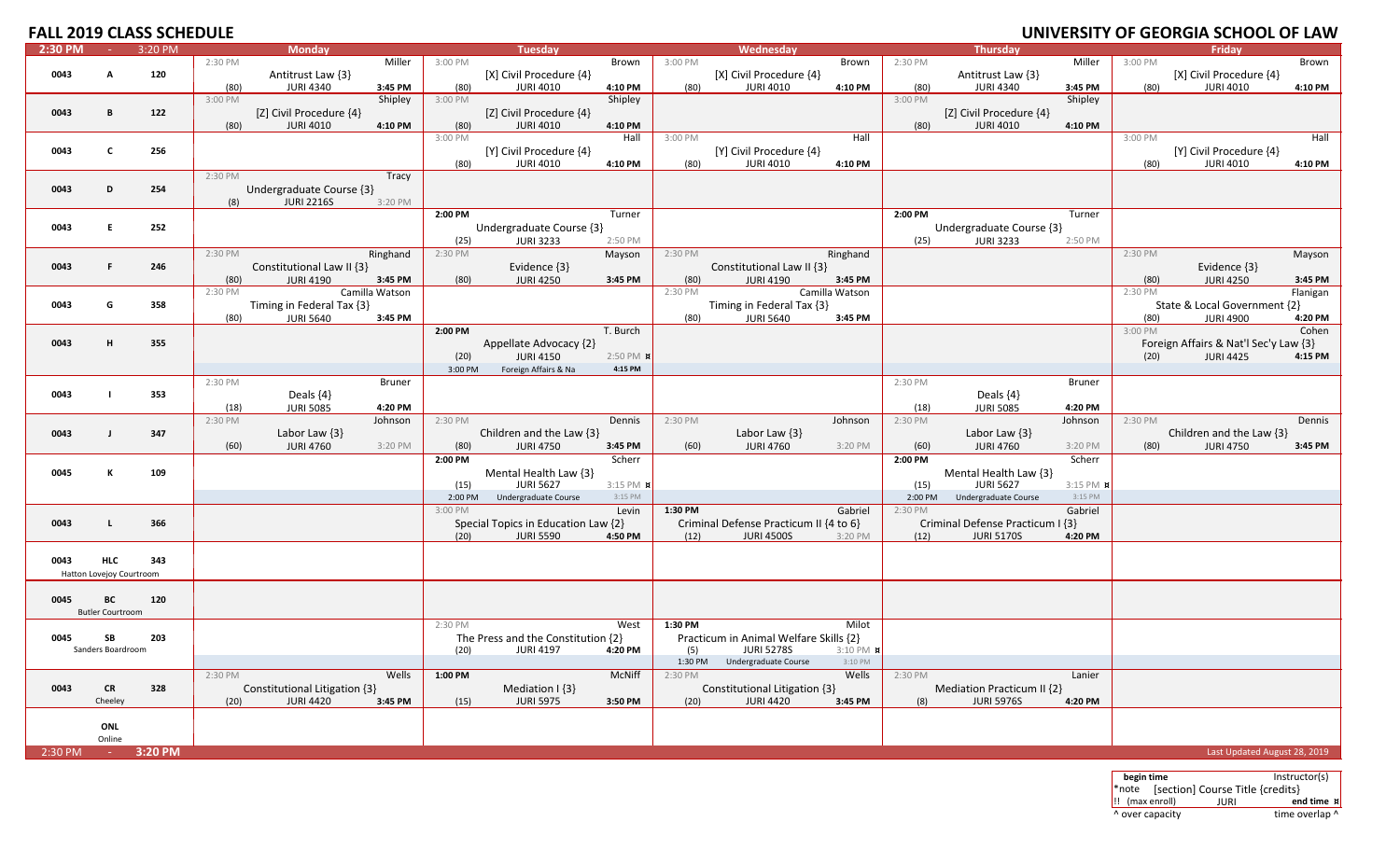# FALL 2019 CLASS SCHEDULE

## UNIVERSITY OF GEORGIA SCHOOL OF LAW

| 2:30 PM - 3:20 PM | | | Monday | Tuesday | Wednesday | Thursday | Friday |
|---|---|---|---|---|---|---|---|
| 0043 | A | 120 | 2:30 PM Miller<br>Antitrust Law {3}<br>(80) JURI 4340 3:45 PM | 3:00 PM Brown<br>[X] Civil Procedure {4}<br>(80) JURI 4010 4:10 PM | 3:00 PM Brown<br>[X] Civil Procedure {4}<br>(80) JURI 4010 4:10 PM | 2:30 PM Miller<br>Antitrust Law {3}<br>(80) JURI 4340 3:45 PM | 3:00 PM Brown<br>[X] Civil Procedure {4}<br>(80) JURI 4010 4:10 PM |
| 0043 | B | 122 | 3:00 PM Shipley<br>[Z] Civil Procedure {4}<br>(80) JURI 4010 4:10 PM | 3:00 PM Shipley<br>[Z] Civil Procedure {4}<br>(80) JURI 4010 4:10 PM | | 3:00 PM Shipley<br>[Z] Civil Procedure {4}<br>(80) JURI 4010 4:10 PM | |
| 0043 | C | 256 | | 3:00 PM Hall<br>[Y] Civil Procedure {4}<br>(80) JURI 4010 4:10 PM | 3:00 PM Hall<br>[Y] Civil Procedure {4}<br>(80) JURI 4010 4:10 PM | | 3:00 PM Hall<br>[Y] Civil Procedure {4}<br>(80) JURI 4010 4:10 PM |
| 0043 | D | 254 | 2:30 PM Tracy<br>Undergraduate Course {3}<br>(8) JURI 2216S 3:20 PM | | | | |
| 0043 | E | 252 | | 2:00 PM Turner<br>Undergraduate Course {3}<br>(25) JURI 3233 2:50 PM | | 2:00 PM Turner<br>Undergraduate Course {3}<br>(25) JURI 3233 2:50 PM | |
| 0043 | F | 246 | 2:30 PM Ringhand<br>Constitutional Law II {3}<br>(80) JURI 4190 3:45 PM | 2:30 PM Mayson<br>Evidence {3}<br>(80) JURI 4250 3:45 PM | 2:30 PM Ringhand<br>Constitutional Law II {3}<br>(80) JURI 4190 3:45 PM | | 2:30 PM Mayson<br>Evidence {3}<br>(80) JURI 4250 3:45 PM |
| 0043 | G | 358 | 2:30 PM Camilla Watson<br>Timing in Federal Tax {3}<br>(80) JURI 5640 3:45 PM | | 2:30 PM Camilla Watson<br>Timing in Federal Tax {3}<br>(80) JURI 5640 3:45 PM | | 2:30 PM Flanigan<br>State & Local Government {2}<br>(80) JURI 4900 4:20 PM |
| 0043 | H | 355 | | 2:00 PM T. Burch<br>Appellate Advocacy {2}<br>(20) JURI 4150 2:50 PM ¤<br>3:00 PM Foreign Affairs & Na 4:15 PM | | | 3:00 PM Cohen<br>Foreign Affairs & Nat'l Sec'y Law {3}<br>(20) JURI 4425 4:15 PM |
| 0043 | I | 353 | 2:30 PM Bruner<br>Deals {4}<br>(18) JURI 5085 4:20 PM | | | 2:30 PM Bruner<br>Deals {4}<br>(18) JURI 5085 4:20 PM | |
| 0043 | J | 347 | 2:30 PM Johnson<br>Labor Law {3}<br>(60) JURI 4760 3:20 PM | 2:30 PM Dennis<br>Children and the Law {3}<br>(80) JURI 4750 3:45 PM | 2:30 PM Johnson<br>Labor Law {3}<br>(60) JURI 4760 3:20 PM | 2:30 PM Johnson<br>Labor Law {3}<br>(60) JURI 4760 3:20 PM | 2:30 PM Dennis<br>Children and the Law {3}<br>(80) JURI 4750 3:45 PM |
| 0045 | K | 109 | | 2:00 PM Scherr<br>Mental Health Law {3}<br>(15) JURI 5627 3:15 PM ¤<br>2:00 PM Undergraduate Course 3:15 PM | | 2:00 PM Scherr<br>Mental Health Law {3}<br>(15) JURI 5627 3:15 PM ¤<br>2:00 PM Undergraduate Course 3:15 PM | |
| 0043 | L | 366 | | 3:00 PM Levin<br>Special Topics in Education Law {2}<br>(20) JURI 5590 4:50 PM | 1:30 PM Gabriel<br>Criminal Defense Practicum II {4 to 6}<br>(12) JURI 4500S 3:20 PM | 2:30 PM Gabriel<br>Criminal Defense Practicum I {3}<br>(12) JURI 5170S 4:20 PM | |
| 0043 | HLC<br>Hatton Lovejoy Courtroom | 343 | | | | | |
| 0045 | BC<br>Butler Courtroom | 120 | | | | | |
| 0045 | SB<br>Sanders Boardroom | 203 | | 2:30 PM West<br>The Press and the Constitution {2}<br>(20) JURI 4197 4:20 PM | 1:30 PM Milot<br>Practicum in Animal Welfare Skills {2}<br>(5) JURI 5278S 3:10 PM ¤<br>1:30 PM Undergraduate Course 3:10 PM | | |
| 0043 | CR<br>Cheeley | 328 | 2:30 PM Wells<br>Constitutional Litigation {3}<br>(20) JURI 4420 3:45 PM | 1:00 PM McNiff<br>Mediation I {3}<br>(15) JURI 5975 3:50 PM | 2:30 PM Wells<br>Constitutional Litigation {3}<br>(20) JURI 4420 3:45 PM | 2:30 PM Lanier<br>Mediation Practicum II {2}<br>(8) JURI 5976S 4:20 PM | |
| | ONL<br>Online | | | | | | |
| 2:30 PM - 3:20 PM | | | | | | | Last Updated August 28, 2019 |

| begin time | | Instructor(s) |
|---|---|---|
| *note | [section] Course Title {credits} | |
| !! (max enroll) | JURI | end time ¤ |
| ^ over capacity | | time overlap ^ |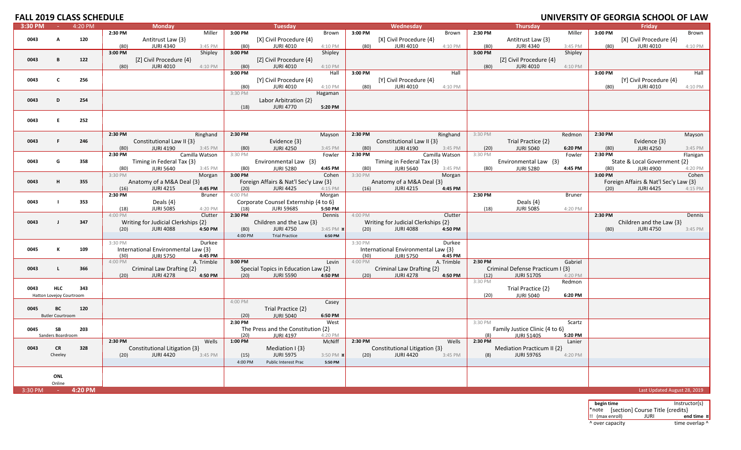# FALL 2019 CLASS SCHEDULE

## UNIVERSITY OF GEORGIA SCHOOL OF LAW

**3:30 PM - 4:20 PM**

| Bldg | Room | No. | Monday | Tuesday | Wednesday | Thursday | Friday |
|---|---|---|---|---|---|---|---|
| 0043 | A | 120 | 2:30 PM Miller<br>Antitrust Law {3}<br>(80) JURI 4340 3:45 PM | 3:00 PM Brown<br>[X] Civil Procedure {4}<br>(80) JURI 4010 4:10 PM | 3:00 PM Brown<br>[X] Civil Procedure {4}<br>(80) JURI 4010 4:10 PM | 2:30 PM Miller<br>Antitrust Law {3}<br>(80) JURI 4340 3:45 PM | 3:00 PM Brown<br>[X] Civil Procedure {4}<br>(80) JURI 4010 4:10 PM |
| 0043 | B | 122 | 3:00 PM Shipley<br>[Z] Civil Procedure {4}<br>(80) JURI 4010 4:10 PM | 3:00 PM Shipley<br>[Z] Civil Procedure {4}<br>(80) JURI 4010 4:10 PM | | 3:00 PM Shipley<br>[Z] Civil Procedure {4}<br>(80) JURI 4010 4:10 PM | |
| 0043 | C | 256 | | 3:00 PM Hall<br>[Y] Civil Procedure {4}<br>(80) JURI 4010 4:10 PM | 3:00 PM Hall<br>[Y] Civil Procedure {4}<br>(80) JURI 4010 4:10 PM | | 3:00 PM Hall<br>[Y] Civil Procedure {4}<br>(80) JURI 4010 4:10 PM |
| 0043 | D | 254 | | 3:30 PM Hagaman<br>Labor Arbitration {2}<br>(18) JURI 4770 5:20 PM | | | |
| 0043 | E | 252 | | | | | |
| 0043 | F | 246 | 2:30 PM Ringhand<br>Constitutional Law II {3}<br>(80) JURI 4190 3:45 PM | 2:30 PM Mayson<br>Evidence {3}<br>(80) JURI 4250 3:45 PM | 2:30 PM Ringhand<br>Constitutional Law II {3}<br>(80) JURI 4190 3:45 PM | 3:30 PM Redmon<br>Trial Practice {2}<br>(20) JURI 5040 6:20 PM | 2:30 PM Mayson<br>Evidence {3}<br>(80) JURI 4250 3:45 PM |
| 0043 | G | 358 | 2:30 PM Shipley<br>Timing in Federal Tax {3}<br>(80) JURI 5640 3:45 PM | 3:30 PM Fowler<br>Environmental Law {3}<br>(80) JURI 5280 4:45 PM | 2:30 PM Camilla Watson<br>Timing in Federal Tax {3}<br>(80) JURI 5640 3:45 PM | 3:30 PM Fowler<br>Environmental Law {3}<br>(80) JURI 5280 4:45 PM | 2:30 PM Flanigan<br>State & Local Government {2}<br>(80) JURI 4900 4:20 PM |
| 0043 | H | 355 | 3:30 PM Morgan<br>Anatomy of a M&A Deal {3}<br>(16) JURI 4215 4:45 PM | 3:00 PM Cohen<br>Foreign Affairs & Nat'l Sec'y Law {3}<br>(20) JURI 4425 4:15 PM | 3:30 PM Morgan<br>Anatomy of a M&A Deal {3}<br>(16) JURI 4215 4:45 PM | | 3:00 PM Cohen<br>Foreign Affairs & Nat'l Sec'y Law {3}<br>(20) JURI 4425 4:15 PM |
| 0043 | I | 353 | 2:30 PM Bruner<br>Deals {4}<br>(18) JURI 5085 4:20 PM | 4:00 PM Morgan<br>Corporate Counsel Externship {4 to 6}<br>(18) JURI 5968S 5:50 PM | | 2:30 PM Bruner<br>Deals {4}<br>(18) JURI 5085 4:20 PM | |
| 0043 | J | 347 | 4:00 PM Clutter<br>Writing for Judicial Clerkships {2}<br>(20) JURI 4088 4:50 PM | 2:30 PM Dennis<br>Children and the Law {3}<br>(80) JURI 4750 3:45 PM ¤<br>4:00 PM Trial Practice 6:50 PM | 4:00 PM Clutter<br>Writing for Judicial Clerkships {2}<br>(20) JURI 4088 4:50 PM | | 2:30 PM Dennis<br>Children and the Law {3}<br>(80) JURI 4750 3:45 PM |
| 0045 | K | 109 | 3:30 PM Durkee<br>International Environmental Law {3}<br>(30) JURI 5750 4:45 PM | | 3:30 PM Durkee<br>International Environmental Law {3}<br>(30) JURI 5750 4:45 PM | | |
| 0043 | L | 366 | 4:00 PM A. Trimble<br>Criminal Law Drafting {2}<br>(20) JURI 4278 4:50 PM | 3:00 PM Levin<br>Special Topics in Education Law {2}<br>(20) JURI 5590 4:50 PM | 4:00 PM A. Trimble<br>Criminal Law Drafting {2}<br>(20) JURI 4278 4:50 PM | 2:30 PM Gabriel<br>Criminal Defense Practicum I {3}<br>(12) JURI 5170S 4:20 PM | |
| 0043 | HLC<br>Hatton Lovejoy Courtroom | 343 | | | | 3:30 PM Redmon<br>Trial Practice {2}<br>(20) JURI 5040 6:20 PM | |
| 0045 | BC<br>Butler Courtroom | 120 | | 4:00 PM Casey<br>Trial Practice {2}<br>(20) JURI 5040 6:50 PM | | | |
| 0045 | SB<br>Sanders Boardroom | 203 | | 2:30 PM West<br>The Press and the Constitution {2}<br>(20) JURI 4197 4:20 PM | | 3:30 PM Scartz<br>Family Justice Clinic {4 to 6}<br>(8) JURI 5140S 5:20 PM | |
| 0043 | CR<br>Cheeley | 328 | 2:30 PM Wells<br>Constitutional Litigation {3}<br>(20) JURI 4420 3:45 PM | 1:00 PM McNiff<br>Mediation I {3}<br>(15) JURI 5975 3:50 PM ¤<br>4:00 PM Public Interest Prac 5:50 PM | 2:30 PM Wells<br>Constitutional Litigation {3}<br>(20) JURI 4420 3:45 PM | 2:30 PM Lanier<br>Mediation Practicum II {2}<br>(8) JURI 5976S 4:20 PM | |
| | ONL<br>Online | | | | | | |

**3:30 PM - 4:20 PM**

Last Updated August 28, 2019

| begin time | | Instructor(s) |
|---|---|---|
| *note | [section] Course Title {credits} | |
| !! (max enroll) | JURI | end time ¤ |
| ^ over capacity | | time overlap ^ |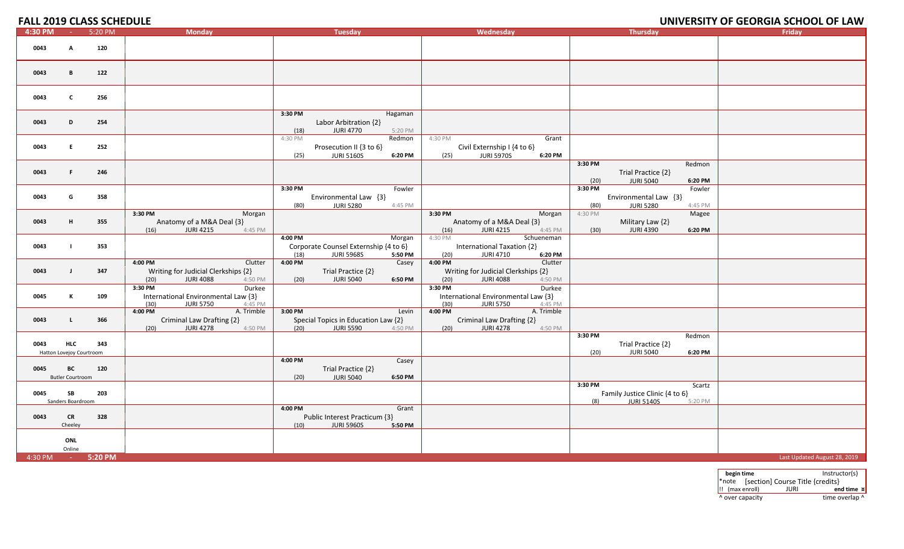# FALL 2019 CLASS SCHEDULE

# UNIVERSITY OF GEORGIA SCHOOL OF LAW

| 4:30 PM - 5:20 PM | Monday | Tuesday | Wednesday | Thursday | Friday |
|---|---|---|---|---|---|
| 0043 A 120 | | | | | |
| 0043 B 122 | | | | | |
| 0043 C 256 | | | | | |
| 0043 D 254 | | 3:30 PM Hagaman Labor Arbitration {2} (18) JURI 4770 5:20 PM | | | |
| 0043 E 252 | | 4:30 PM Redmon Prosecution II {3 to 6} (25) JURI 5160S 6:20 PM | 4:30 PM Grant Civil Externship I {4 to 6} (25) JURI 5970S 6:20 PM | | |
| 0043 F 246 | | | | 3:30 PM Redmon Trial Practice {2} (20) JURI 5040 6:20 PM | |
| 0043 G 358 | | 3:30 PM Fowler Environmental Law {3} (80) JURI 5280 4:45 PM | | 3:30 PM Fowler Environmental Law {3} (80) JURI 5280 4:45 PM | |
| 0043 H 355 | 3:30 PM Morgan Anatomy of a M&A Deal {3} (16) JURI 4215 4:45 PM | | 3:30 PM Morgan Anatomy of a M&A Deal {3} (16) JURI 4215 4:45 PM | 4:30 PM Magee Military Law {2} (30) JURI 4390 6:20 PM | |
| 0043 I 353 | | 4:00 PM Morgan Corporate Counsel Externship {4 to 6} (18) JURI 5968S 5:50 PM | 4:30 PM Schueneman International Taxation {2} (20) JURI 4710 6:20 PM | | |
| 0043 J 347 | 4:00 PM Clutter Writing for Judicial Clerkships {2} (20) JURI 4088 4:50 PM | 4:00 PM Casey Trial Practice {2} (20) JURI 5040 6:50 PM | 4:00 PM Clutter Writing for Judicial Clerkships {2} (20) JURI 4088 4:50 PM | | |
| 0045 K 109 | 3:30 PM Durkee International Environmental Law {3} (30) JURI 5750 4:45 PM | | 3:30 PM Durkee International Environmental Law {3} (30) JURI 5750 4:45 PM | | |
| 0043 L 366 | 4:00 PM A. Trimble Criminal Law Drafting {2} (20) JURI 4278 4:50 PM | 3:00 PM Levin Special Topics in Education Law {2} (20) JURI 5590 4:50 PM | 4:00 PM A. Trimble Criminal Law Drafting {2} (20) JURI 4278 4:50 PM | | |
| 0043 HLC 343 Hatton Lovejoy Courtroom | | | | 3:30 PM Redmon Trial Practice {2} (20) JURI 5040 6:20 PM | |
| 0045 BC 120 Butler Courtroom | | 4:00 PM Casey Trial Practice {2} (20) JURI 5040 6:50 PM | | | |
| 0045 SB 203 Sanders Boardroom | | | | 3:30 PM Scartz Family Justice Clinic {4 to 6} (8) JURI 5140S 5:20 PM | |
| 0043 CR 328 Cheeley | | 4:00 PM Grant Public Interest Practicum {3} (10) JURI 5960S 5:50 PM | | | |
| ONL Online | | | | | |

4:30 PM - 5:20 PM

Last Updated August 28, 2019

| begin time | | Instructor(s) |
|---|---|---|
| *note | [section] Course Title {credits} | |
| !! (max enroll) | JURI | end time ¤ |
| ^ over capacity | | time overlap ^ |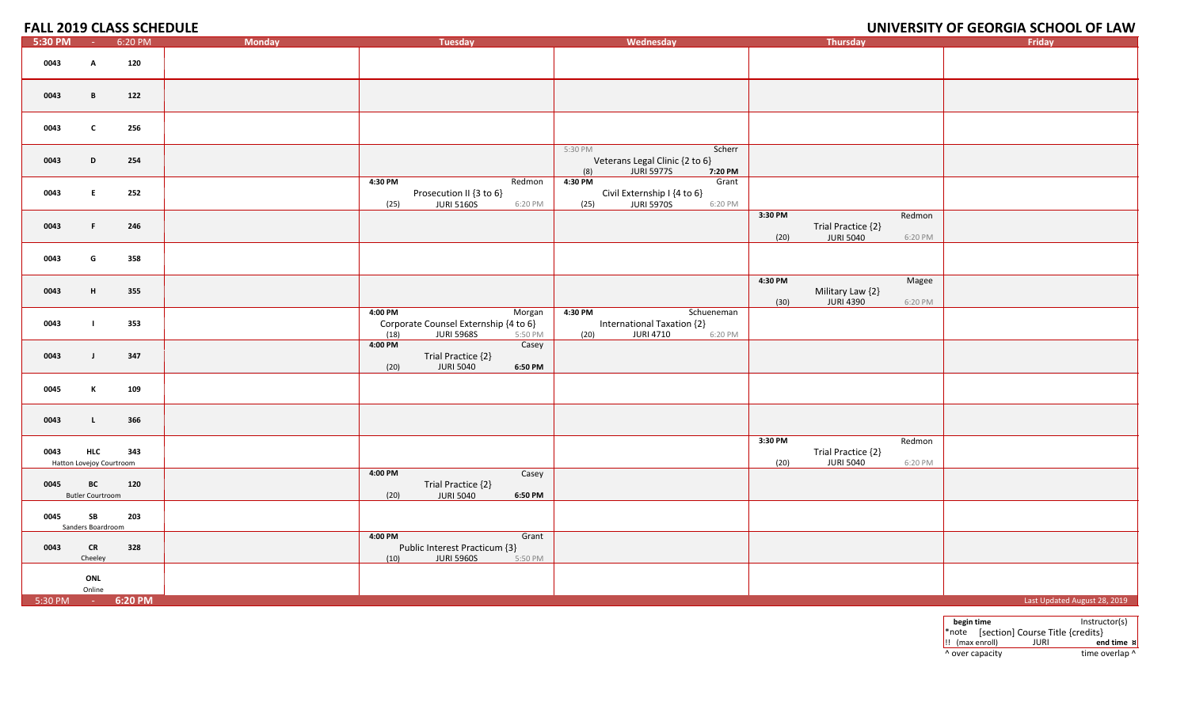# FALL 2019 CLASS SCHEDULE

# UNIVERSITY OF GEORGIA SCHOOL OF LAW

| 5:30 PM - 6:20 PM | Monday | Tuesday | Wednesday | Thursday | Friday |
|---|---|---|---|---|---|
| 0043 A 120 | | | | | |
| 0043 B 122 | | | | | |
| 0043 C 256 | | | | | |
| 0043 D 254 | | | 5:30 PM Scherr Veterans Legal Clinic {2 to 6} (8) JURI 5977S 7:20 PM | | |
| 0043 E 252 | | 4:30 PM Redmon Prosecution II {3 to 6} (25) JURI 5160S 6:20 PM | 4:30 PM Grant Civil Externship I {4 to 6} (25) JURI 5970S 6:20 PM | | |
| 0043 F 246 | | | | 3:30 PM Redmon Trial Practice {2} (20) JURI 5040 6:20 PM | |
| 0043 G 358 | | | | | |
| 0043 H 355 | | | | 4:30 PM Magee Military Law {2} (30) JURI 4390 6:20 PM | |
| 0043 I 353 | | 4:00 PM Morgan Corporate Counsel Externship {4 to 6} (18) JURI 5968S 5:50 PM | 4:30 PM Schueneman International Taxation {2} (20) JURI 4710 6:20 PM | | |
| 0043 J 347 | | 4:00 PM Casey Trial Practice {2} (20) JURI 5040 6:50 PM | | | |
| 0045 K 109 | | | | | |
| 0043 L 366 | | | | | |
| 0043 HLC 343 Hatton Lovejoy Courtroom | | | | 3:30 PM Redmon Trial Practice {2} (20) JURI 5040 6:20 PM | |
| 0045 BC 120 Butler Courtroom | | 4:00 PM Casey Trial Practice {2} (20) JURI 5040 6:50 PM | | | |
| 0045 SB 203 Sanders Boardroom | | | | | |
| 0043 CR 328 Cheeley | | 4:00 PM Grant Public Interest Practicum {3} (10) JURI 5960S 5:50 PM | | | |
| ONL Online | | | | | |
| 5:30 PM - 6:20 PM | | | | | Last Updated August 28, 2019 |

| begin time | Instructor(s) |
|---|---|
| *note [section] Course Title {credits} | |
| !! (max enroll) JURI | end time ¤ |
| ^ over capacity | time overlap ^ |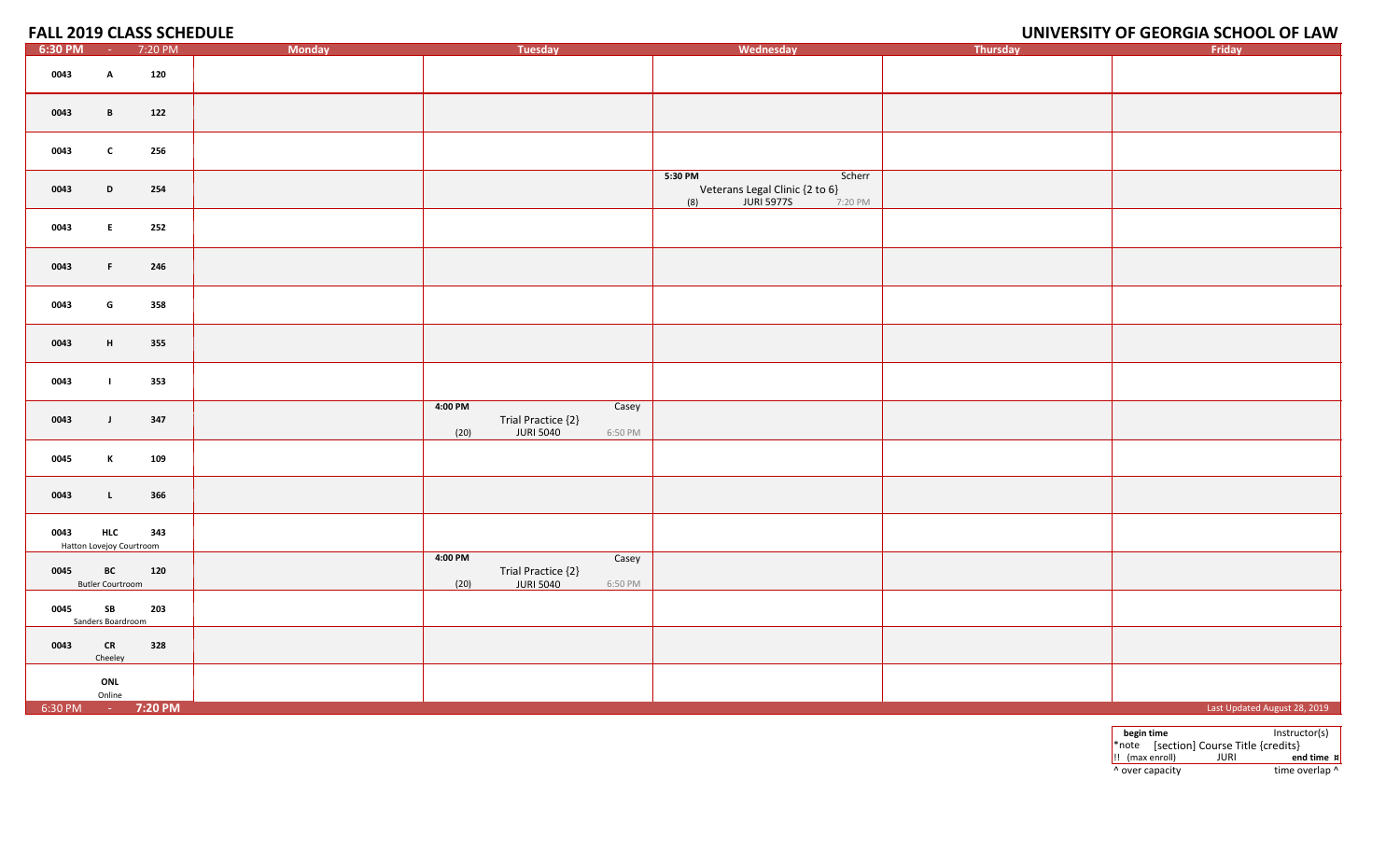# FALL 2019 CLASS SCHEDULE

# UNIVERSITY OF GEORGIA SCHOOL OF LAW

| 6:30 PM - 7:20 PM | Monday | Tuesday | Wednesday | Thursday | Friday |
|---|---|---|---|---|---|
| 0043 A 120 | | | | | |
| 0043 B 122 | | | | | |
| 0043 C 256 | | | | | |
| 0043 D 254 | | | 5:30 PM Scherr Veterans Legal Clinic {2 to 6} (8) JURI 5977S 7:20 PM | | |
| 0043 E 252 | | | | | |
| 0043 F 246 | | | | | |
| 0043 G 358 | | | | | |
| 0043 H 355 | | | | | |
| 0043 I 353 | | | | | |
| 0043 J 347 | | 4:00 PM Casey Trial Practice {2} (20) JURI 5040 6:50 PM | | | |
| 0045 K 109 | | | | | |
| 0043 L 366 | | | | | |
| 0043 HLC 343 Hatton Lovejoy Courtroom | | | | | |
| 0045 BC 120 Butler Courtroom | | 4:00 PM Casey Trial Practice {2} (20) JURI 5040 6:50 PM | | | |
| 0045 SB 203 Sanders Boardroom | | | | | |
| 0043 CR 328 Cheeley | | | | | |
| ONL Online | | | | | |
| 6:30 PM - 7:20 PM | | | | | Last Updated August 28, 2019 |

| begin time | Instructor(s) |
|---|---|
| *note [section] Course Title {credits} | |
| !! (max enroll) JURI | end time ¤ |
| ^ over capacity | time overlap ^ |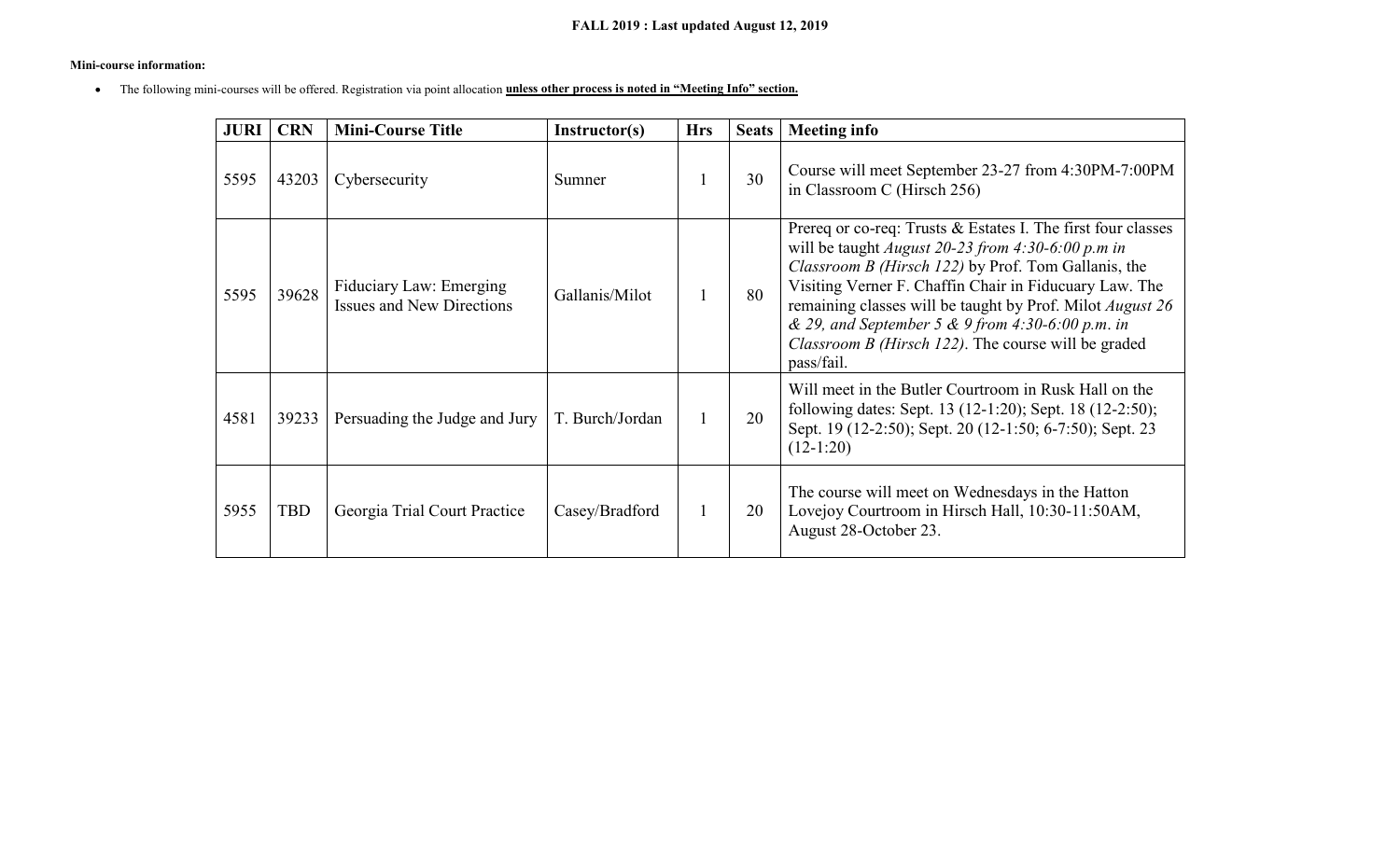**FALL 2019 : Last updated August 12, 2019**

**Mini-course information:**

- The following mini-courses will be offered. Registration via point allocation **unless other process is noted in "Meeting Info" section.**

| JURI | CRN | Mini-Course Title | Instructor(s) | Hrs | Seats | Meeting info |
|---|---|---|---|---|---|---|
| 5595 | 43203 | Cybersecurity | Sumner | 1 | 30 | Course will meet September 23-27 from 4:30PM-7:00PM in Classroom C (Hirsch 256) |
| 5595 | 39628 | Fiduciary Law: Emerging Issues and New Directions | Gallanis/Milot | 1 | 80 | Prereq or co-req: Trusts & Estates I. The first four classes will be taught *August 20-23 from 4:30-6:00 p.m in Classroom B (Hirsch 122)* by Prof. Tom Gallanis, the Visiting Verner F. Chaffin Chair in Fiducuary Law. The remaining classes will be taught by Prof. Milot *August 26 & 29, and September 5 & 9 from 4:30-6:00 p.m. in Classroom B (Hirsch 122)*. The course will be graded pass/fail. |
| 4581 | 39233 | Persuading the Judge and Jury | T. Burch/Jordan | 1 | 20 | Will meet in the Butler Courtroom in Rusk Hall on the following dates: Sept. 13 (12-1:20); Sept. 18 (12-2:50); Sept. 19 (12-2:50); Sept. 20 (12-1:50; 6-7:50); Sept. 23 (12-1:20) |
| 5955 | TBD | Georgia Trial Court Practice | Casey/Bradford | 1 | 20 | The course will meet on Wednesdays in the Hatton Lovejoy Courtroom in Hirsch Hall, 10:30-11:50AM, August 28-October 23. |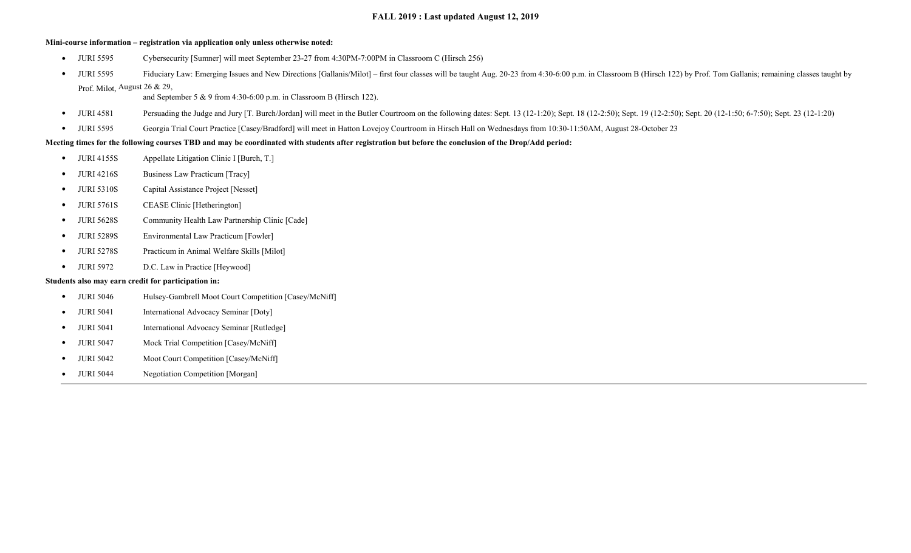**FALL 2019 : Last updated August 12, 2019**

**Mini-course information – registration via application only unless noted otherwise:**

- JURI 5595 Cybersecurity [Sumner] will meet September 23-27 from 4:30PM-7:00PM in Classroom C (Hirsch 256)
- JURI 5595 Fiduciary Law: Emerging Issues and New Directions [Gallanis/Milot] – first four classes will be taught Aug. 20-23 from 4:30-6:00 p.m. in Classroom B (Hirsch 122) by Prof. Tom Gallanis; remaining classes taught by Prof. Milot, August 26 & 29, and September 5 & 9 from 4:30-6:00 p.m. in Classroom B (Hirsch 122).
- JURI 4581 Persuading the Judge and Jury [T. Burch/Jordan] will meet in the Butler Courtroom on the following dates: Sept. 13 (12-1:20); Sept. 18 (12-2:50); Sept. 19 (12-2:50); Sept. 20 (12-1:50; 6-7:50); Sept. 23 (12-1:20)
- JURI 5595 Georgia Trial Court Practice [Casey/Bradford] will meet in Hatton Lovejoy Courtroom in Hirsch Hall on Wednesdays from 10:30-11:50AM, August 28-October 23

**Meeting times for the following courses TBD and may be coordinated with students after registration but before the conclusion of the Drop/Add period:**

- JURI 4155S Appellate Litigation Clinic I [Burch, T.]
- JURI 4216S Business Law Practicum [Tracy]
- JURI 5310S Capital Assistance Project [Nesset]
- JURI 5761S CEASE Clinic [Hetherington]
- JURI 5628S Community Health Law Partnership Clinic [Cade]
- JURI 5289S Environmental Law Practicum [Fowler]
- JURI 5278S Practicum in Animal Welfare Skills [Milot]
- JURI 5972 D.C. Law in Practice [Heywood]

**Students also may earn credit for participation in:**

- JURI 5046 Hulsey-Gambrell Moot Court Competition [Casey/McNiff]
- JURI 5041 International Advocacy Seminar [Doty]
- JURI 5041 International Advocacy Seminar [Rutledge]
- JURI 5047 Mock Trial Competition [Casey/McNiff]
- JURI 5042 Moot Court Competition [Casey/McNiff]
- JURI 5044 Negotiation Competition [Morgan]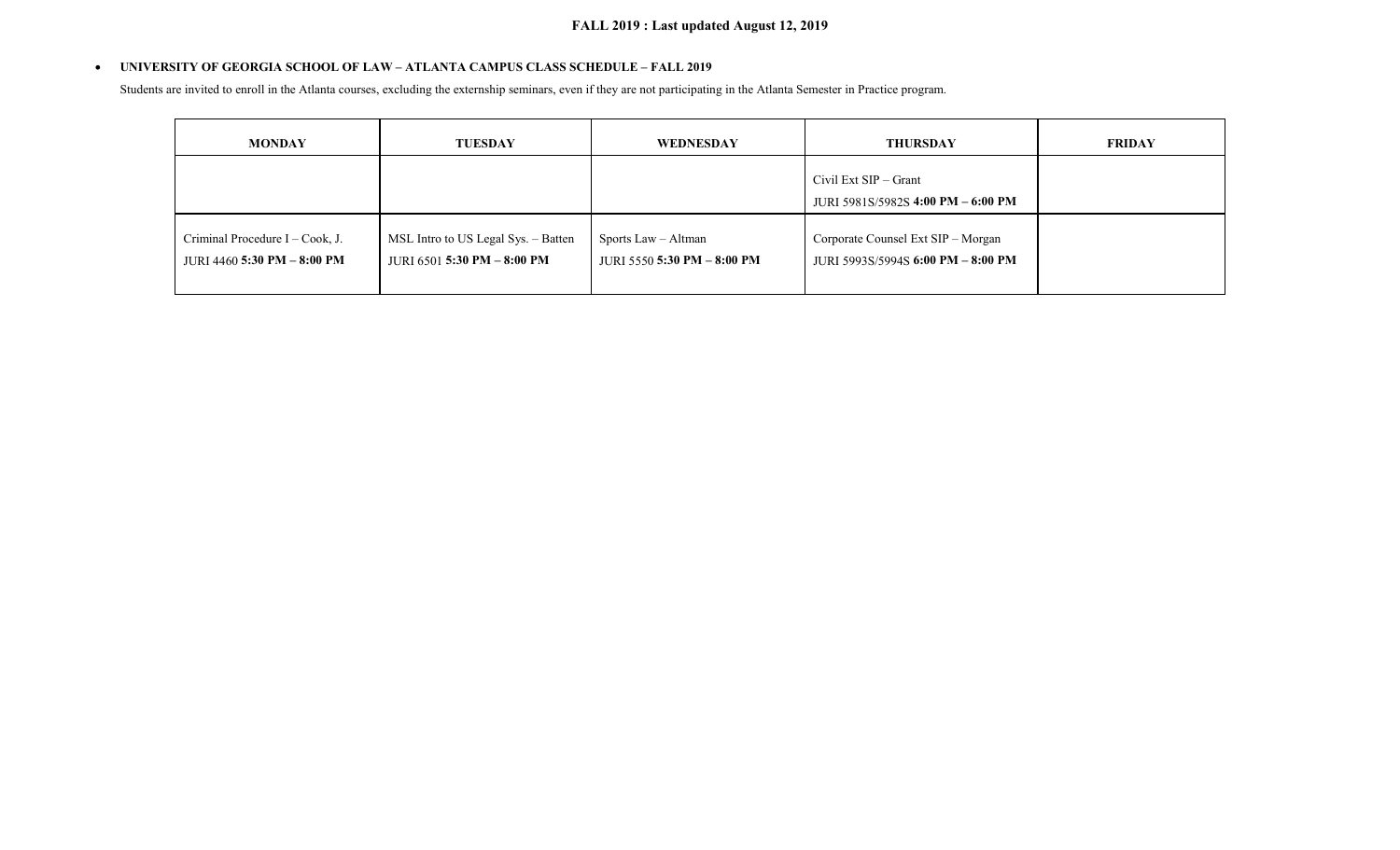FALL 2019 : Last updated August 12, 2019

- **UNIVERSITY OF GEORGIA SCHOOL OF LAW – ATLANTA CAMPUS CLASS SCHEDULE – FALL 2019**

  Students are invited to enroll in the Atlanta courses, excluding the externship seminars, even if they are not participating in the Atlanta Semester in Practice program.

| MONDAY | TUESDAY | WEDNESDAY | THURSDAY | FRIDAY |
|---|---|---|---|---|
| | | | Civil Ext SIP – Grant<br>JURI 5981S/5982S **4:00 PM – 6:00 PM** | |
| Criminal Procedure I – Cook, J.<br>JURI 4460 **5:30 PM – 8:00 PM** | MSL Intro to US Legal Sys. – Batten<br>JURI 6501 **5:30 PM – 8:00 PM** | Sports Law – Altman<br>JURI 5550 **5:30 PM – 8:00 PM** | Corporate Counsel Ext SIP – Morgan<br>JURI 5993S/5994S **6:00 PM – 8:00 PM** | |